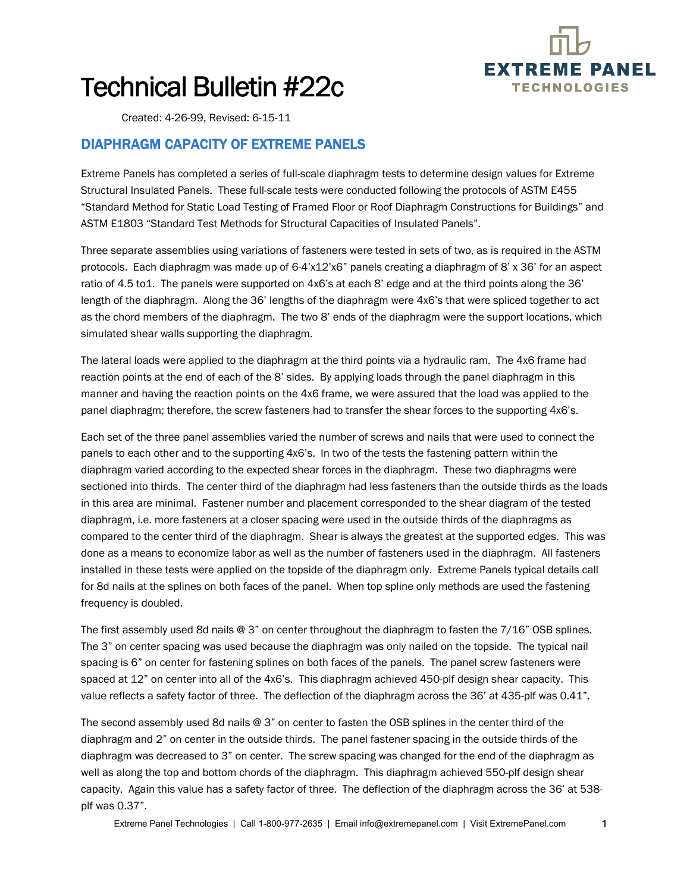# Technical Bulletin #22c

EXTREME PANEL TECHNOLOGIES

Created: 4-26-99, Revised: 6-15-11

## DIAPHRAGM CAPACITY OF EXTREME PANELS

Extreme Panels has completed a series of full-scale diaphragm tests to determine design values for Extreme Structural Insulated Panels. These full-scale tests were conducted following the protocols of ASTM E455 "Standard Method for Static Load Testing of Framed Floor or Roof Diaphragm Constructions for Buildings" and ASTM E1803 "Standard Test Methods for Structural Capacities of Insulated Panels".

Three separate assemblies using variations of fasteners were tested in sets of two, as is required in the ASTM protocols. Each diaphragm was made up of 6-4'x12'x6" panels creating a diaphragm of 8' x 36' for an aspect ratio of 4.5 to1. The panels were supported on 4x6's at each 8' edge and at the third points along the 36' length of the diaphragm. Along the 36' lengths of the diaphragm were 4x6's that were spliced together to act as the chord members of the diaphragm. The two 8' ends of the diaphragm were the support locations, which simulated shear walls supporting the diaphragm.

The lateral loads were applied to the diaphragm at the third points via a hydraulic ram. The 4x6 frame had reaction points at the end of each of the 8' sides. By applying loads through the panel diaphragm in this manner and having the reaction points on the 4x6 frame, we were assured that the load was applied to the panel diaphragm; therefore, the screw fasteners had to transfer the shear forces to the supporting 4x6's.

Each set of the three panel assemblies varied the number of screws and nails that were used to connect the panels to each other and to the supporting 4x6's. In two of the tests the fastening pattern within the diaphragm varied according to the expected shear forces in the diaphragm. These two diaphragms were sectioned into thirds. The center third of the diaphragm had less fasteners than the outside thirds as the loads in this area are minimal. Fastener number and placement corresponded to the shear diagram of the tested diaphragm, i.e. more fasteners at a closer spacing were used in the outside thirds of the diaphragms as compared to the center third of the diaphragm. Shear is always the greatest at the supported edges. This was done as a means to economize labor as well as the number of fasteners used in the diaphragm. All fasteners installed in these tests were applied on the topside of the diaphragm only. Extreme Panels typical details call for 8d nails at the splines on both faces of the panel. When top spline only methods are used the fastening frequency is doubled.

The first assembly used 8d nails @ 3" on center throughout the diaphragm to fasten the 7/16" OSB splines. The 3" on center spacing was used because the diaphragm was only nailed on the topside. The typical nail spacing is 6" on center for fastening splines on both faces of the panels. The panel screw fasteners were spaced at 12" on center into all of the 4x6's. This diaphragm achieved 450-plf design shear capacity. This value reflects a safety factor of three. The deflection of the diaphragm across the 36' at 435-plf was 0.41".

The second assembly used 8d nails @ 3" on center to fasten the OSB splines in the center third of the diaphragm and 2" on center in the outside thirds. The panel fastener spacing in the outside thirds of the diaphragm was decreased to 3" on center. The screw spacing was changed for the end of the diaphragm as well as along the top and bottom chords of the diaphragm. This diaphragm achieved 550-plf design shear capacity. Again this value has a safety factor of three. The deflection of the diaphragm across the 36' at 538-plf was 0.37".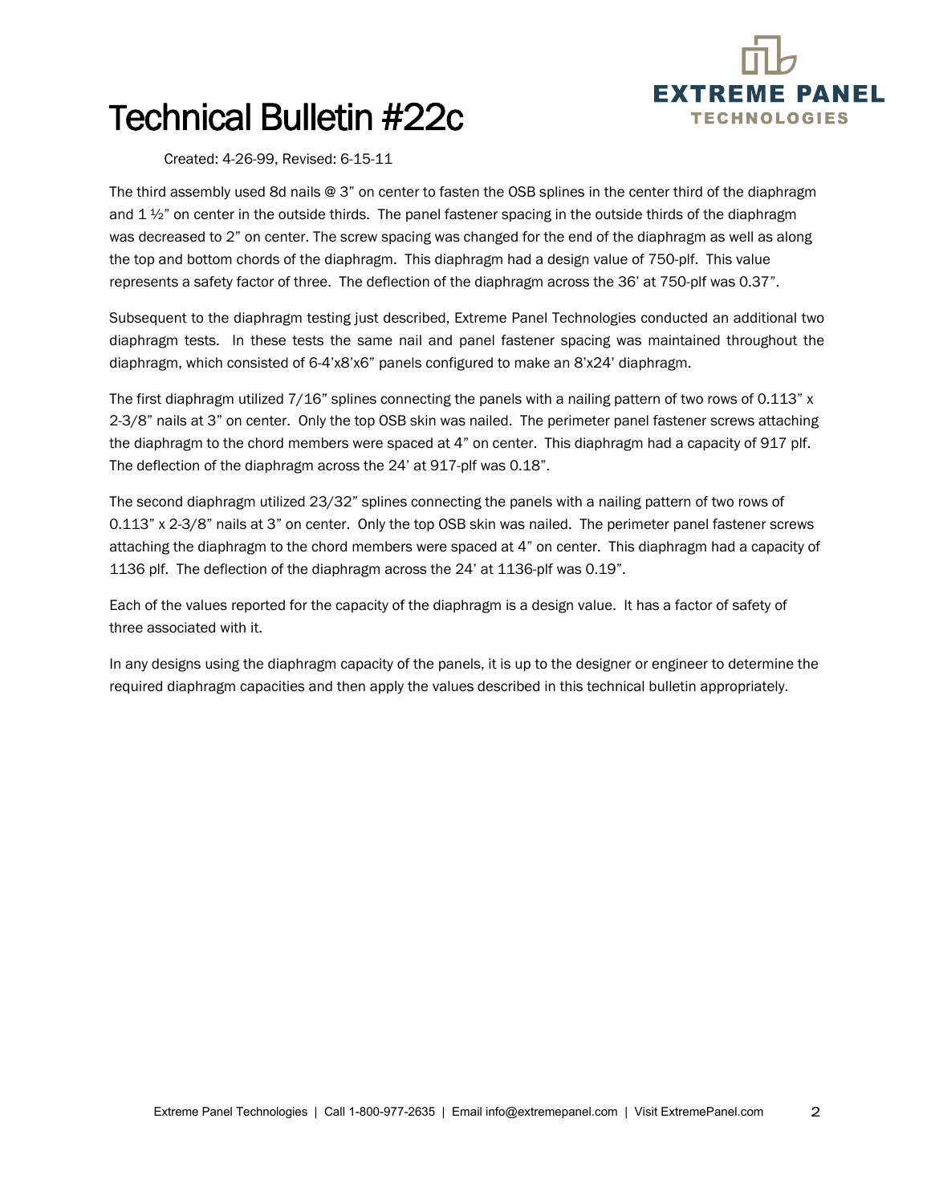# Technical Bulletin #22c

Created: 4-26-99, Revised: 6-15-11

The third assembly used 8d nails @ 3" on center to fasten the OSB splines in the center third of the diaphragm and 1 ½" on center in the outside thirds. The panel fastener spacing in the outside thirds of the diaphragm was decreased to 2" on center. The screw spacing was changed for the end of the diaphragm as well as along the top and bottom chords of the diaphragm. This diaphragm had a design value of 750-plf. This value represents a safety factor of three. The deflection of the diaphragm across the 36' at 750-plf was 0.37".

Subsequent to the diaphragm testing just described, Extreme Panel Technologies conducted an additional two diaphragm tests. In these tests the same nail and panel fastener spacing was maintained throughout the diaphragm, which consisted of 6-4'x8'x6" panels configured to make an 8'x24' diaphragm.

The first diaphragm utilized 7/16" splines connecting the panels with a nailing pattern of two rows of 0.113" x 2-3/8" nails at 3" on center. Only the top OSB skin was nailed. The perimeter panel fastener screws attaching the diaphragm to the chord members were spaced at 4" on center. This diaphragm had a capacity of 917 plf. The deflection of the diaphragm across the 24' at 917-plf was 0.18".

The second diaphragm utilized 23/32" splines connecting the panels with a nailing pattern of two rows of 0.113" x 2-3/8" nails at 3" on center. Only the top OSB skin was nailed. The perimeter panel fastener screws attaching the diaphragm to the chord members were spaced at 4" on center. This diaphragm had a capacity of 1136 plf. The deflection of the diaphragm across the 24' at 1136-plf was 0.19".

Each of the values reported for the capacity of the diaphragm is a design value. It has a factor of safety of three associated with it.

In any designs using the diaphragm capacity of the panels, it is up to the designer or engineer to determine the required diaphragm capacities and then apply the values described in this technical bulletin appropriately.